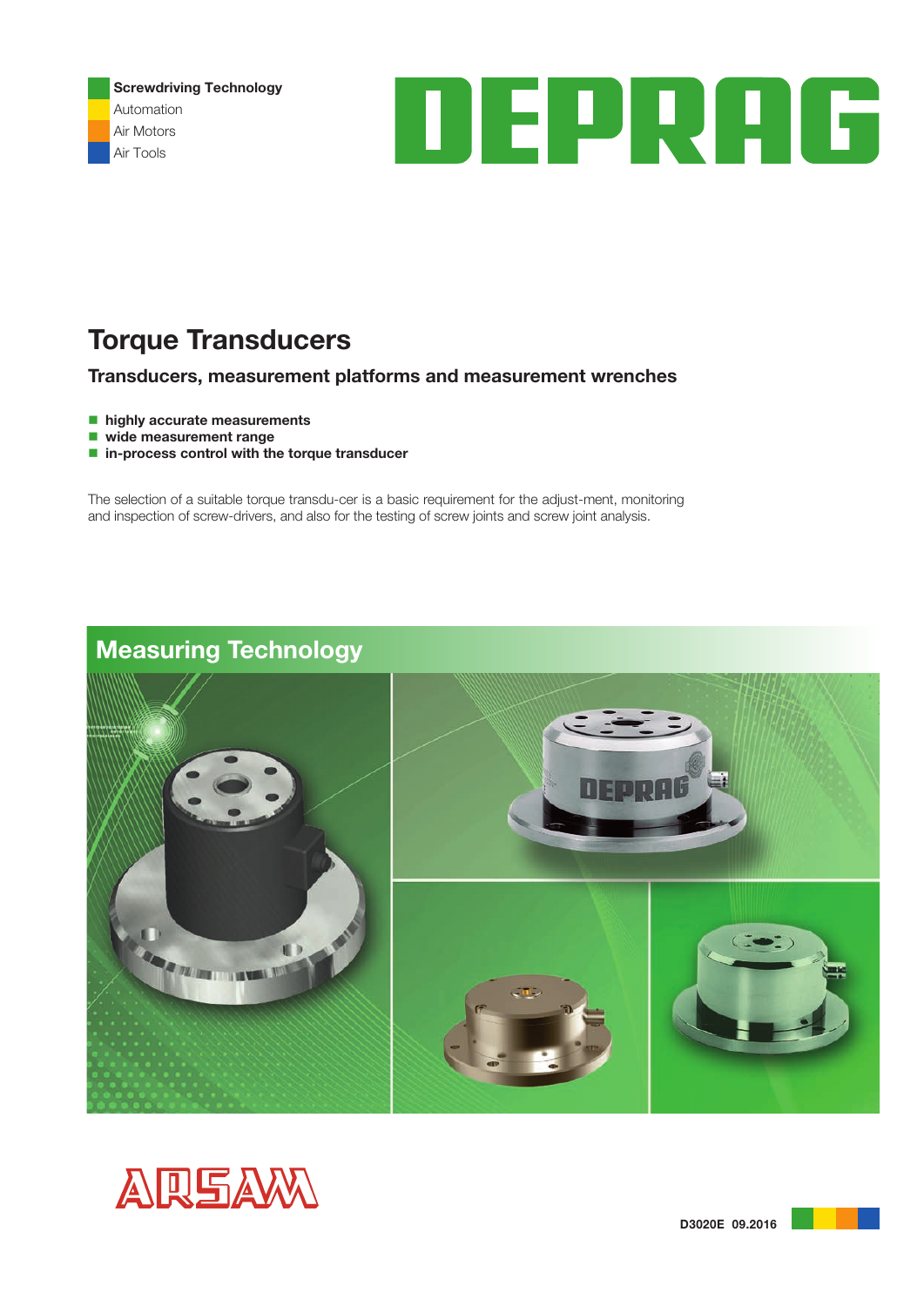Screwdriving Technology
Automation
Air Motors
Air Tools

DEPRAG

# Torque Transducers

## Transducers, measurement platforms and measurement wrenches

- **highly accurate measurements**
- **wide measurement range**
- **in-process control with the torque transducer**

The selection of a suitable torque transdu-cer is a basic requirement for the adjust-ment, monitoring and inspection of screw-drivers, and also for the testing of screw joints and screw joint analysis.

## Measuring Technology

ARSAM

D3020E 09.2016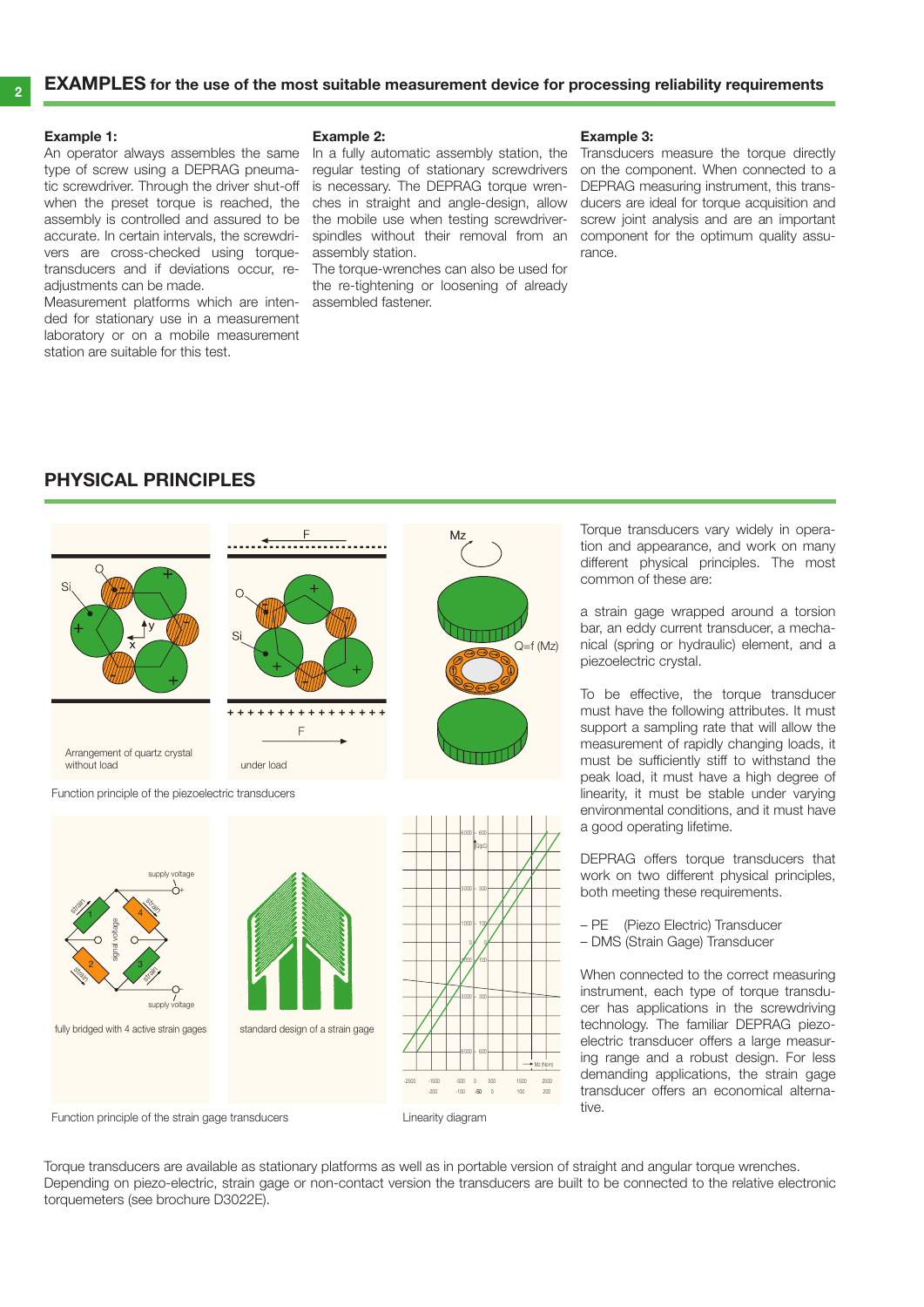## EXAMPLES for the use of the most suitable measurement device for processing reliability requirements

**Example 1:**
An operator always assembles the same type of screw using a DEPRAG pneumatic screwdriver. Through the driver shut-off when the preset torque is reached, the assembly is controlled and assured to be accurate. In certain intervals, the screwdrivers are cross-checked using torque-transducers and if deviations occur, re-adjustments can be made.
Measurement platforms which are intended for stationary use in a measurement laboratory or on a mobile measurement station are suitable for this test.

**Example 2:**
In a fully automatic assembly station, the regular testing of stationary screwdrivers is necessary. The DEPRAG torque wrenches in straight and angle-design, allow the mobile use when testing screwdriver-spindles without their removal from an assembly station.
The torque-wrenches can also be used for the re-tightening or loosening of already assembled fastener.

**Example 3:**
Transducers measure the torque directly on the component. When connected to a DEPRAG measuring instrument, these transducers are ideal for torque acquisition and screw joint analysis and are an important component for the optimum quality assurance.

## PHYSICAL PRINCIPLES

Arrangement of quartz crystal without load

under load

Function principle of the piezoelectric transducers

fully bridged with 4 active strain gages

standard design of a strain gage

Function principle of the strain gage transducers

Linearity diagram

Torque transducers vary widely in operation and appearance, and work on many different physical principles. The most common of these are:

a strain gage wrapped around a torsion bar, an eddy current transducer, a mechanical (spring or hydraulic) element, and a piezoelectric crystal.

To be effective, the torque transducer must have the following attributes. It must support a sampling rate that will allow the measurement of rapidly changing loads, it must be sufficiently stiff to withstand the peak load, it must have a high degree of linearity, it must be stable under varying environmental conditions, and it must have a good operating lifetime.

DEPRAG offers torque transducers that work on two different physical principles, both meeting these requirements.

- PE (Piezo Electric) Transducer
- DMS (Strain Gage) Transducer

When connected to the correct measuring instrument, each type of torque transducer has applications in the screwdriving technology. The familiar DEPRAG piezoelectric transducer offers a large measuring range and a robust design. For less demanding applications, the strain gage transducer offers an economical alternative.

Torque transducers are available as stationary platforms as well as in portable version of straight and angular torque wrenches.
Depending on piezo-electric, strain gage or non-contact version the transducers are built to be connected to the relative electronic torquemeters (see brochure D3022E).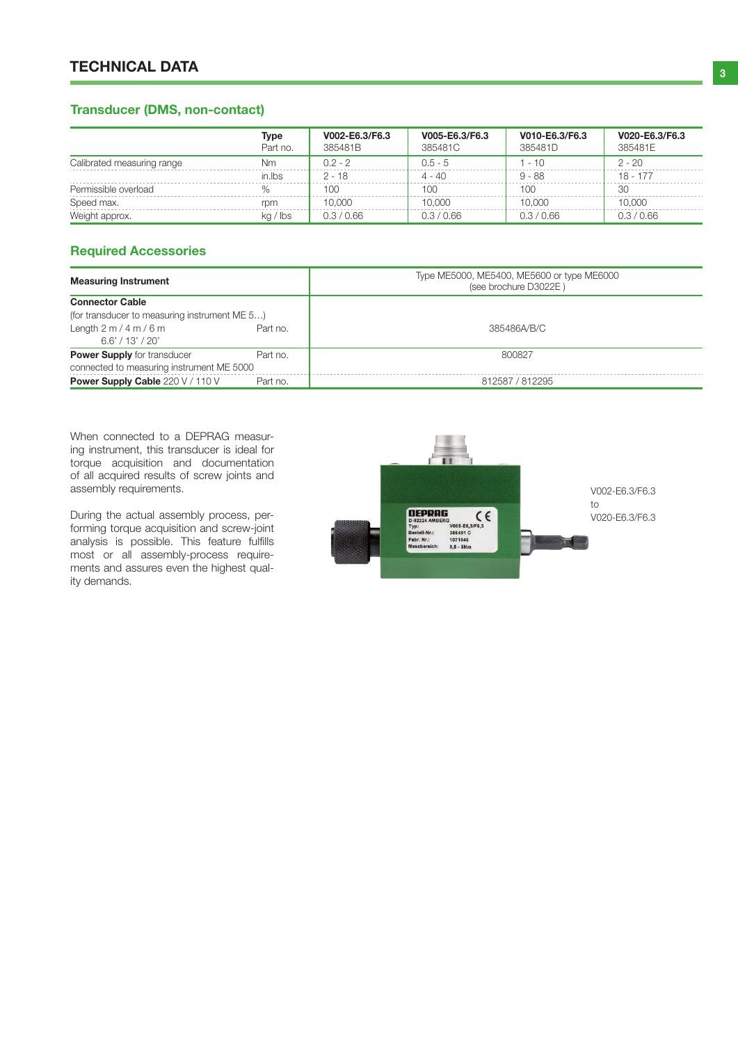## TECHNICAL DATA

### Transducer (DMS, non-contact)

| | Type<br>Part no. | V002-E6.3/F6.3<br>385481B | V005-E6.3/F6.3<br>385481C | V010-E6.3/F6.3<br>385481D | V020-E6.3/F6.3<br>385481E |
|---|---|---|---|---|---|
| Calibrated measuring range | Nm | 0.2 - 2 | 0.5 - 5 | 1 - 10 | 2 - 20 |
| | in.lbs | 2 - 18 | 4 - 40 | 9 - 88 | 18 - 177 |
| Permissible overload | % | 100 | 100 | 100 | 30 |
| Speed max. | rpm | 10,000 | 10,000 | 10,000 | 10,000 |
| Weight approx. | kg / lbs | 0.3 / 0.66 | 0.3 / 0.66 | 0.3 / 0.66 | 0.3 / 0.66 |

### Required Accessories

| | | |
|---|---|---|
| **Measuring Instrument** | | Type ME5000, ME5400, ME5600 or type ME6000 (see brochure D3022E ) |
| **Connector Cable** (for transducer to measuring instrument ME 5…) Length 2 m / 4 m / 6 m 6.6' / 13' / 20' | Part no. | 385486A/B/C |
| **Power Supply** for transducer connected to measuring instrument ME 5000 | Part no. | 800827 |
| **Power Supply Cable** 220 V / 110 V | Part no. | 812587 / 812295 |

When connected to a DEPRAG measuring instrument, this transducer is ideal for torque acquisition and documentation of all acquired results of screw joints and assembly requirements.

During the actual assembly process, performing torque acquisition and screw-joint analysis is possible. This feature fulfills most or all assembly-process requirements and assures even the highest quality demands.

V002-E6.3/F6.3 to V020-E6.3/F6.3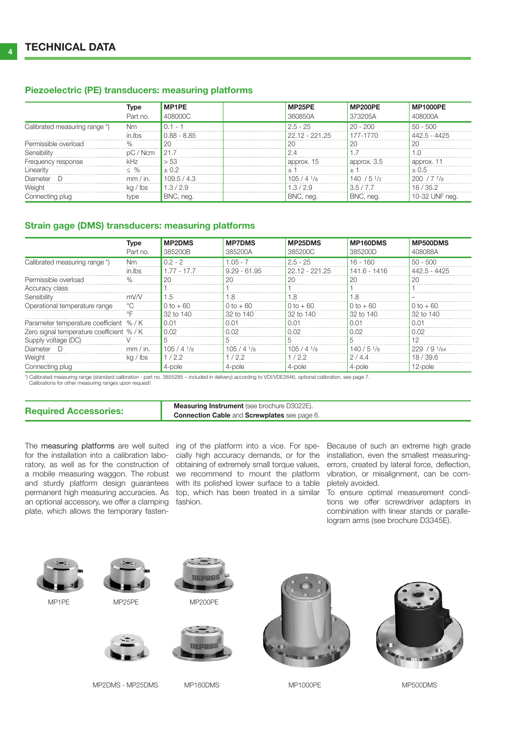# TECHNICAL DATA

## Piezoelectric (PE) transducers: measuring platforms

| | Type | MP1PE | | MP25PE | MP200PE | MP1000PE |
|---|---|---|---|---|---|---|
| | Part no. | 408000C | | 360850A | 373205A | 408000A |
| Calibrated measuring range *) | Nm | 0.1 - 1 | | 2.5 - 25 | 20 - 200 | 50 - 500 |
| | in.lbs | 0.88 - 8.85 | | 22.12 - 221.25 | 177-1770 | 442.5 - 4425 |
| Permissible overload | % | 20 | | 20 | 20 | 20 |
| Sensibility | pC / Ncm | 21.7 | | 2.4 | 1.7 | 1.0 |
| Frequency response | kHz | > 53 | | approx. 15 | approx. 3.5 | approx. 11 |
| Linearity | ≤ % | ± 0.2 | | ± 1 | ± 1 | ± 0.5 |
| Diameter D | mm / in. | 109.5 / 4.3 | | 105 / 4 1/8 | 140 / 5 1/2 | 200 / 7 7/8 |
| Weight | kg / lbs | 1.3 / 2.9 | | 1.3 / 2.9 | 3.5 / 7.7 | 16 / 35.2 |
| Connecting plug | type | BNC, neg. | | BNC, neg. | BNC, neg. | 10-32 UNF neg. |

## Strain gage (DMS) transducers: measuring platforms

| | Type | MP2DMS | MP7DMS | MP25DMS | MP160DMS | MP500DMS |
|---|---|---|---|---|---|---|
| | Part no. | 385200B | 385200A | 385200C | 385200D | 408088A |
| Calibrated measuring range *) | Nm | 0.2 - 2 | 1.05 - 7 | 2.5 - 25 | 16 - 160 | 50 - 500 |
| | in.lbs | 1.77 - 17.7 | 9.29 - 61.95 | 22.12 - 221.25 | 141.6 - 1416 | 442.5 - 4425 |
| Permissible overload | % | 20 | 20 | 20 | 20 | 20 |
| Accuracy class | | 1 | 1 | 1 | 1 | 1 |
| Sensibility | mV/V | 1.5 | 1.8 | 1.8 | 1.8 | – |
| Operational temperature range | °C | 0 to + 60 | 0 to + 60 | 0 to + 60 | 0 to + 60 | 0 to + 60 |
| | °F | 32 to 140 | 32 to 140 | 32 to 140 | 32 to 140 | 32 to 140 |
| Parameter temperature coefficient | % / K | 0.01 | 0.01 | 0.01 | 0.01 | 0.01 |
| Zero signal temperature coefficient | % / K | 0.02 | 0.02 | 0.02 | 0.02 | 0.02 |
| Supply voltage (DC) | V | 5 | 5 | 5 | 5 | 12 |
| Diameter D | mm / in. | 105 / 4 1/8 | 105 / 4 1/8 | 105 / 4 1/8 | 140 / 5 1/8 | 229 / 9 1/64 |
| Weight | kg / lbs | 1 / 2.2 | 1 / 2.2 | 1 / 2.2 | 2 / 4.4 | 18 / 39.6 |
| Connecting plug | | 4-pole | 4-pole | 4-pole | 4-pole | 12-pole |

*) Calibrated measuring range (standard calibration - part no. 3855285 – included in delivery) according to VDI/VDE2646, optional calibration, see page 7.
Calibrations for other measuring ranges upon request!

**Required Accessories:**

**Measuring Instrument** (see brochure D3022E).
**Connection Cable** and **Screwplates** see page 6.

The measuring platforms are well suited for the installation into a calibration laboratory, as well as for the construction of a mobile measuring waggon. The robust and sturdy platform design guarantees permanent high measuring accuracies. As an optional accessory, we offer a clamping plate, which allows the temporary fastening of the platform into a vice. For specially high accuracy demands, or for the obtaining of extremely small torque values, we recommend to mount the platform with its polished lower surface to a table top, which has been treated in a similar fashion.

Because of such an extreme high grade installation, even the smallest measuring-errors, created by lateral force, deflection, vibration, or misalignment, can be completely avoided.

To ensure optimal measurement conditions we offer screwdriver adapters in combination with linear stands or parallelogram arms (see brochure D3345E).

MP1PE MP25PE MP200PE

MP2DMS - MP25DMS MP160DMS MP1000PE MP500DMS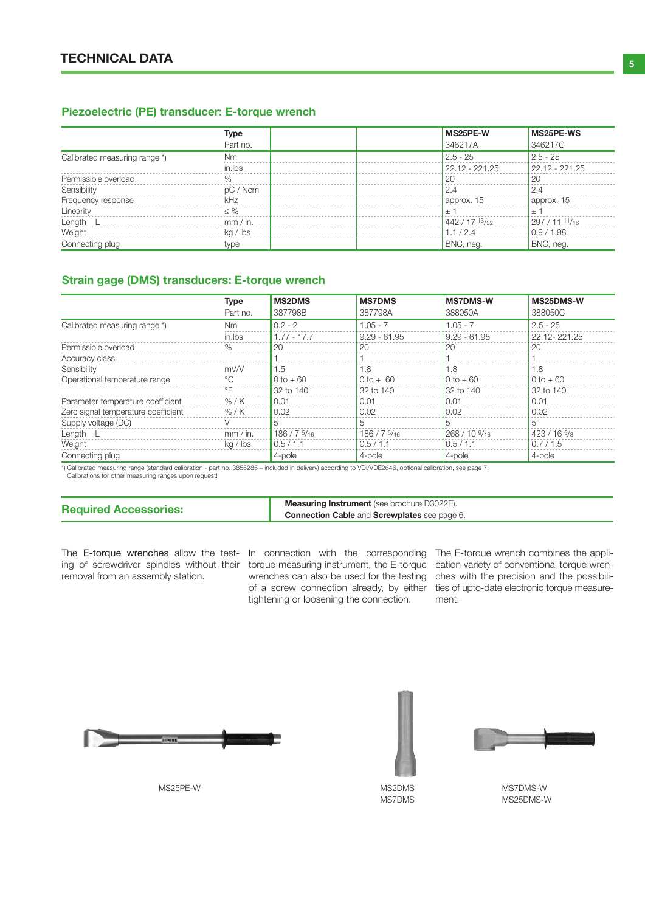## TECHNICAL DATA

### Piezoelectric (PE) transducer: E-torque wrench

| | Type | | | MS25PE-W | MS25PE-WS |
|---|---|---|---|---|---|
| | Part no. | | | 346217A | 346217C |
| Calibrated measuring range *) | Nm | | | 2.5 - 25 | 2.5 - 25 |
| | in.lbs | | | 22.12 - 221.25 | 22.12 - 221.25 |
| Permissible overload | % | | | 20 | 20 |
| Sensibility | pC / Ncm | | | 2.4 | 2.4 |
| Frequency response | kHz | | | approx. 15 | approx. 15 |
| Linearity | ≤ % | | | ± 1 | ± 1 |
| Length L | mm / in. | | | 442 / 17 13/32 | 297 / 11 11/16 |
| Weight | kg / lbs | | | 1.1 / 2.4 | 0.9 / 1.98 |
| Connecting plug | type | | | BNC, neg. | BNC, neg. |

### Strain gage (DMS) transducers: E-torque wrench

| | Type | MS2DMS | MS7DMS | MS7DMS-W | MS25DMS-W |
|---|---|---|---|---|---|
| | Part no. | 387798B | 387798A | 388050A | 388050C |
| Calibrated measuring range *) | Nm | 0.2 - 2 | 1.05 - 7 | 1.05 - 7 | 2.5 - 25 |
| | in.lbs | 1.77 - 17.7 | 9.29 - 61.95 | 9.29 - 61.95 | 22.12- 221.25 |
| Permissible overload | % | 20 | 20 | 20 | 20 |
| Accuracy class | | 1 | 1 | 1 | 1 |
| Sensibility | mV/V | 1.5 | 1.8 | 1.8 | 1.8 |
| Operational temperature range | °C | 0 to + 60 | 0 to + 60 | 0 to + 60 | 0 to + 60 |
| | °F | 32 to 140 | 32 to 140 | 32 to 140 | 32 to 140 |
| Parameter temperature coefficient | % / K | 0.01 | 0.01 | 0.01 | 0.01 |
| Zero signal temperature coefficient | % / K | 0.02 | 0.02 | 0.02 | 0.02 |
| Supply voltage (DC) | V | 5 | 5 | 5 | 5 |
| Length L | mm / in. | 186 / 7 5/16 | 186 / 7 5/16 | 268 / 10 9/16 | 423 / 16 5/8 |
| Weight | kg / lbs | 0.5 / 1.1 | 0.5 / 1.1 | 0.5 / 1.1 | 0.7 / 1.5 |
| Connecting plug | | 4-pole | 4-pole | 4-pole | 4-pole |

*) Calibrated measuring range (standard calibration - part no. 3855285 – included in delivery) according to VDI/VDE2646, optional calibration, see page 7.
Calibrations for other measuring ranges upon request!

### Required Accessories:

**Measuring Instrument** (see brochure D3022E).
**Connection Cable** and **Screwplates** see page 6.

The E-torque wrenches allow the testing of screwdriver spindles without their removal from an assembly station.

In connection with the corresponding torque measuring instrument, the E-torque wrenches can also be used for the testing of a screw connection already, by either tightening or loosening the connection.

The E-torque wrench combines the application variety of conventional torque wrenches with the precision and the possibilities of upto-date electronic torque measurement.

MS25PE-W

MS2DMS
MS7DMS

MS7DMS-W
MS25DMS-W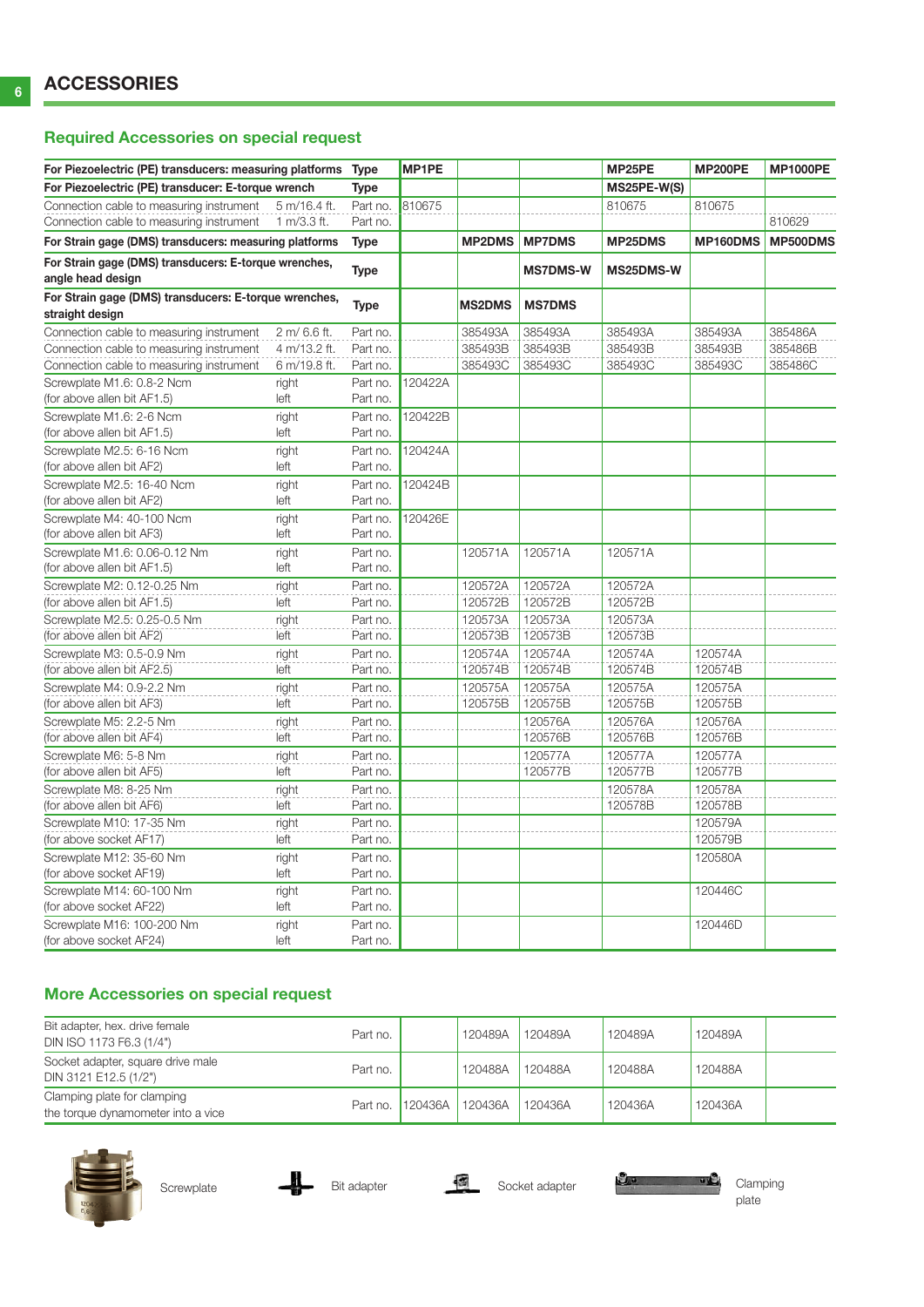# ACCESSORIES

## Required Accessories on special request

| For Piezoelectric (PE) transducers: measuring platforms | | Type | MP1PE | | | MP25PE | MP200PE | MP1000PE |
|---|---|---|---|---|---|---|---|---|
| **For Piezoelectric (PE) transducer: E-torque wrench** | | **Type** | | | | **MS25PE-W(S)** | | |
| Connection cable to measuring instrument | 5 m/16.4 ft. | Part no. | 810675 | | | 810675 | 810675 | |
| Connection cable to measuring instrument | 1 m/3.3 ft. | Part no. | | | | | | 810629 |
| **For Strain gage (DMS) transducers: measuring platforms** | | **Type** | | **MP2DMS** | **MP7DMS** | **MP25DMS** | **MP160DMS** | **MP500DMS** |
| **For Strain gage (DMS) transducers: E-torque wrenches, angle head design** | | **Type** | | | **MS7DMS-W** | **MS25DMS-W** | | |
| **For Strain gage (DMS) transducers: E-torque wrenches, straight design** | | **Type** | | **MS2DMS** | **MS7DMS** | | | |
| Connection cable to measuring instrument | 2 m/ 6.6 ft. | Part no. | | 385493A | 385493A | 385493A | 385493A | 385486A |
| Connection cable to measuring instrument | 4 m/13.2 ft. | Part no. | | 385493B | 385493B | 385493B | 385493B | 385486B |
| Connection cable to measuring instrument | 6 m/19.8 ft. | Part no. | | 385493C | 385493C | 385493C | 385493C | 385486C |
| Screwplate M1.6: 0.8-2 Ncm | right | Part no. | 120422A | | | | | |
| (for above allen bit AF1.5) | left | Part no. | | | | | | |
| Screwplate M1.6: 2-6 Ncm | right | Part no. | 120422B | | | | | |
| (for above allen bit AF1.5) | left | Part no. | | | | | | |
| Screwplate M2.5: 6-16 Ncm | right | Part no. | 120424A | | | | | |
| (for above allen bit AF2) | left | Part no. | | | | | | |
| Screwplate M2.5: 16-40 Ncm | right | Part no. | 120424B | | | | | |
| (for above allen bit AF2) | left | Part no. | | | | | | |
| Screwplate M4: 40-100 Ncm | right | Part no. | 120426E | | | | | |
| (for above allen bit AF3) | left | Part no. | | | | | | |
| Screwplate M1.6: 0.06-0.12 Nm | right | Part no. | | 120571A | 120571A | 120571A | | |
| (for above allen bit AF1.5) | left | Part no. | | | | | | |
| Screwplate M2: 0.12-0.25 Nm | right | Part no. | | 120572A | 120572A | 120572A | | |
| (for above allen bit AF1.5) | left | Part no. | | 120572B | 120572B | 120572B | | |
| Screwplate M2.5: 0.25-0.5 Nm | right | Part no. | | 120573A | 120573A | 120573A | | |
| (for above allen bit AF2) | left | Part no. | | 120573B | 120573B | 120573B | | |
| Screwplate M3: 0.5-0.9 Nm | right | Part no. | | 120574A | 120574A | 120574A | 120574A | |
| (for above allen bit AF2.5) | left | Part no. | | 120574B | 120574B | 120574B | 120574B | |
| Screwplate M4: 0.9-2.2 Nm | right | Part no. | | 120575A | 120575A | 120575A | 120575A | |
| (for above allen bit AF3) | left | Part no. | | 120575B | 120575B | 120575B | 120575B | |
| Screwplate M5: 2.2-5 Nm | right | Part no. | | | 120576A | 120576A | 120576A | |
| (for above allen bit AF4) | left | Part no. | | | 120576B | 120576B | 120576B | |
| Screwplate M6: 5-8 Nm | right | Part no. | | | 120577A | 120577A | 120577A | |
| (for above allen bit AF5) | left | Part no. | | | 120577B | 120577B | 120577B | |
| Screwplate M8: 8-25 Nm | right | Part no. | | | | 120578A | 120578A | |
| (for above allen bit AF6) | left | Part no. | | | | 120578B | 120578B | |
| Screwplate M10: 17-35 Nm | right | Part no. | | | | | 120579A | |
| (for above socket AF17) | left | Part no. | | | | | 120579B | |
| Screwplate M12: 35-60 Nm | right | Part no. | | | | | 120580A | |
| (for above socket AF19) | left | Part no. | | | | | | |
| Screwplate M14: 60-100 Nm | right | Part no. | | | | | 120446C | |
| (for above socket AF22) | left | Part no. | | | | | | |
| Screwplate M16: 100-200 Nm | right | Part no. | | | | | 120446D | |
| (for above socket AF24) | left | Part no. | | | | | | |

## More Accessories on special request

| | Part no. | | | | | | |
|---|---|---|---|---|---|---|---|
| Bit adapter, hex. drive female DIN ISO 1173 F6.3 (1/4") | Part no. | | 120489A | 120489A | 120489A | 120489A | |
| Socket adapter, square drive male DIN 3121 E12.5 (1/2") | Part no. | | 120488A | 120488A | 120488A | 120488A | |
| Clamping plate for clamping the torque dynamometer into a vice | Part no. | 120436A | 120436A | 120436A | 120436A | 120436A | |

Screwplate

Bit adapter

Socket adapter

Clamping plate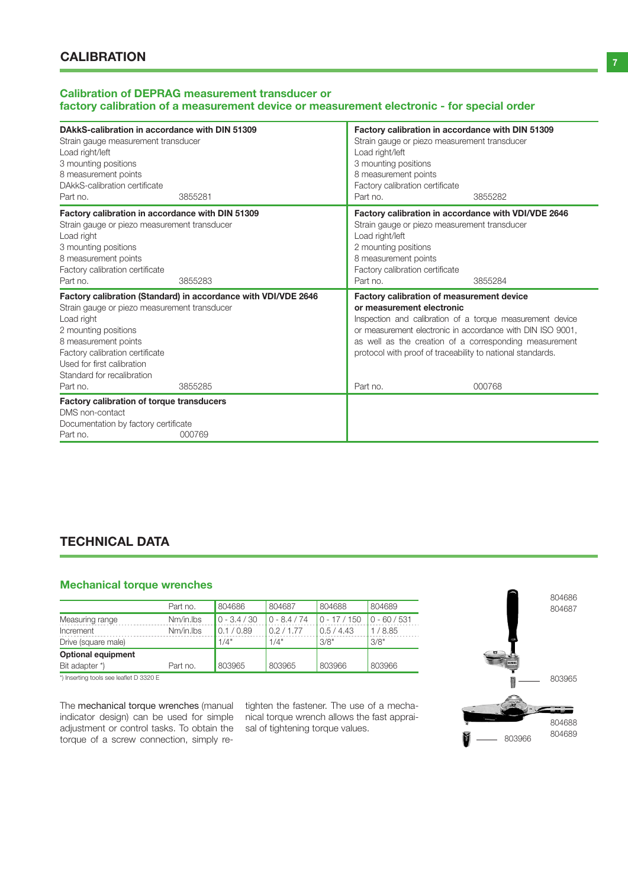## CALIBRATION

### Calibration of DEPRAG measurement transducer or factory calibration of a measurement device or measurement electronic - for special order

**DAkkS-calibration in accordance with DIN 51309**
Strain gauge measurement transducer
Load right/left
3 mounting positions
8 measurement points
DAkkS-calibration certificate
Part no. 3855281

**Factory calibration in accordance with DIN 51309**
Strain gauge or piezo measurement transducer
Load right/left
3 mounting positions
8 measurement points
Factory calibration certificate
Part no. 3855282

**Factory calibration in accordance with DIN 51309**
Strain gauge or piezo measurement transducer
Load right
3 mounting positions
8 measurement points
Factory calibration certificate
Part no. 3855283

**Factory calibration in accordance with VDI/VDE 2646**
Strain gauge or piezo measurement transducer
Load right/left
2 mounting positions
8 measurement points
Factory calibration certificate
Part no. 3855284

**Factory calibration (Standard) in accordance with VDI/VDE 2646**
Strain gauge or piezo measurement transducer
Load right
2 mounting positions
8 measurement points
Factory calibration certificate
Used for first calibration
Standard for recalibration
Part no. 3855285

**Factory calibration of measurement device or measurement electronic**
Inspection and calibration of a torque measurement device or measurement electronic in accordance with DIN ISO 9001, as well as the creation of a corresponding measurement protocol with proof of traceability to national standards.
Part no. 000768

**Factory calibration of torque transducers**
DMS non-contact
Documentation by factory certificate
Part no. 000769

## TECHNICAL DATA

### Mechanical torque wrenches

| | Part no. | 804686 | 804687 | 804688 | 804689 |
|---|---|---|---|---|---|
| Measuring range | Nm/in.lbs | 0 - 3.4 / 30 | 0 - 8.4 / 74 | 0 - 17 / 150 | 0 - 60 / 531 |
| Increment | Nm/in.lbs | 0.1 / 0.89 | 0.2 / 1.77 | 0.5 / 4.43 | 1 / 8.85 |
| Drive (square male) | | 1/4" | 1/4" | 3/8" | 3/8" |
| **Optional equipment** | | | | | |
| Bit adapter *) | Part no. | 803965 | 803965 | 803966 | 803966 |

*) Inserting tools see leaflet D 3320 E

The mechanical torque wrenches (manual indicator design) can be used for simple adjustment or control tasks. To obtain the torque of a screw connection, simply retighten the fastener. The use of a mechanical torque wrench allows the fast appraisal of tightening torque values.

804686
804687
803965
804688
804689
803966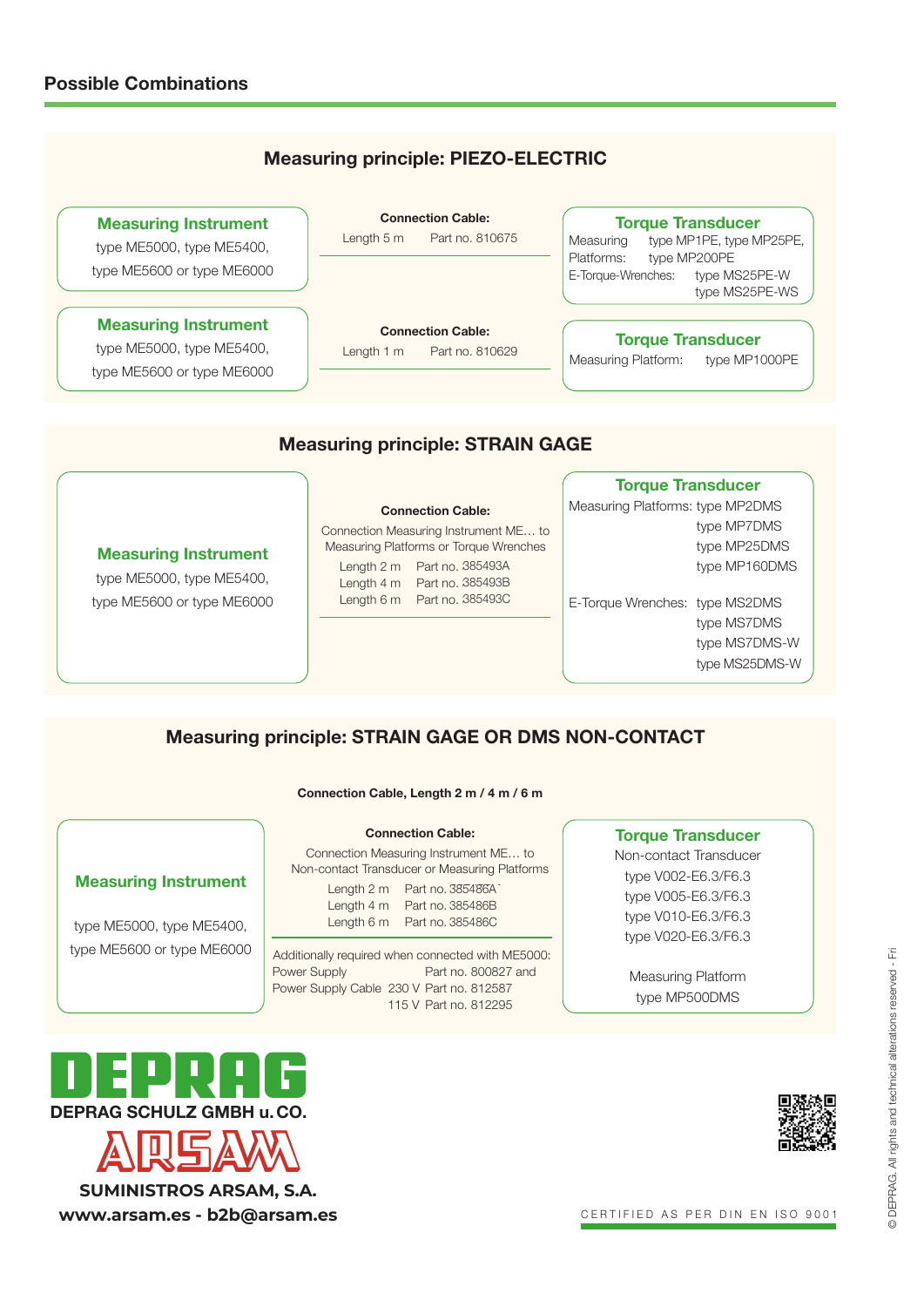## Possible Combinations

### Measuring principle: PIEZO-ELECTRIC

**Measuring Instrument**
type ME5000, type ME5400, type ME5600 or type ME6000

**Connection Cable:**
Length 5 m Part no. 810675

**Torque Transducer**
Measuring Platforms: type MP1PE, type MP25PE, type MP200PE
E-Torque-Wrenches: type MS25PE-W, type MS25PE-WS

**Measuring Instrument**
type ME5000, type ME5400, type ME5600 or type ME6000

**Connection Cable:**
Length 1 m Part no. 810629

**Torque Transducer**
Measuring Platform: type MP1000PE

### Measuring principle: STRAIN GAGE

**Measuring Instrument**
type ME5000, type ME5400, type ME5600 or type ME6000

**Connection Cable:**
Connection Measuring Instrument ME… to Measuring Platforms or Torque Wrenches

Length 2 m Part no. 385493A
Length 4 m Part no. 385493B
Length 6 m Part no. 385493C

**Torque Transducer**
Measuring Platforms: type MP2DMS, type MP7DMS, type MP25DMS, type MP160DMS
E-Torque Wrenches: type MS2DMS, type MS7DMS, type MS7DMS-W, type MS25DMS-W

### Measuring principle: STRAIN GAGE OR DMS NON-CONTACT

**Connection Cable, Length 2 m / 4 m / 6 m**

**Measuring Instrument**
type ME5000, type ME5400, type ME5600 or type ME6000

**Connection Cable:**
Connection Measuring Instrument ME… to Non-contact Transducer or Measuring Platforms

Length 2 m Part no. 385486A
Length 4 m Part no. 385486B
Length 6 m Part no. 385486C

Additionally required when connected with ME5000:
Power Supply Part no. 800827 and
Power Supply Cable 230 V Part no. 812587
115 V Part no. 812295

**Torque Transducer**
Non-contact Transducer
type V002-E6.3/F6.3
type V005-E6.3/F6.3
type V010-E6.3/F6.3
type V020-E6.3/F6.3

Measuring Platform
type MP500DMS

DEPRAG
DEPRAG SCHULZ GMBH u. CO.

ARSAM
SUMINISTROS ARSAM, S.A.
www.arsam.es - b2b@arsam.es

CERTIFIED AS PER DIN EN ISO 9001

© DEPRAG. All rights and technical alterations reserved - Fri